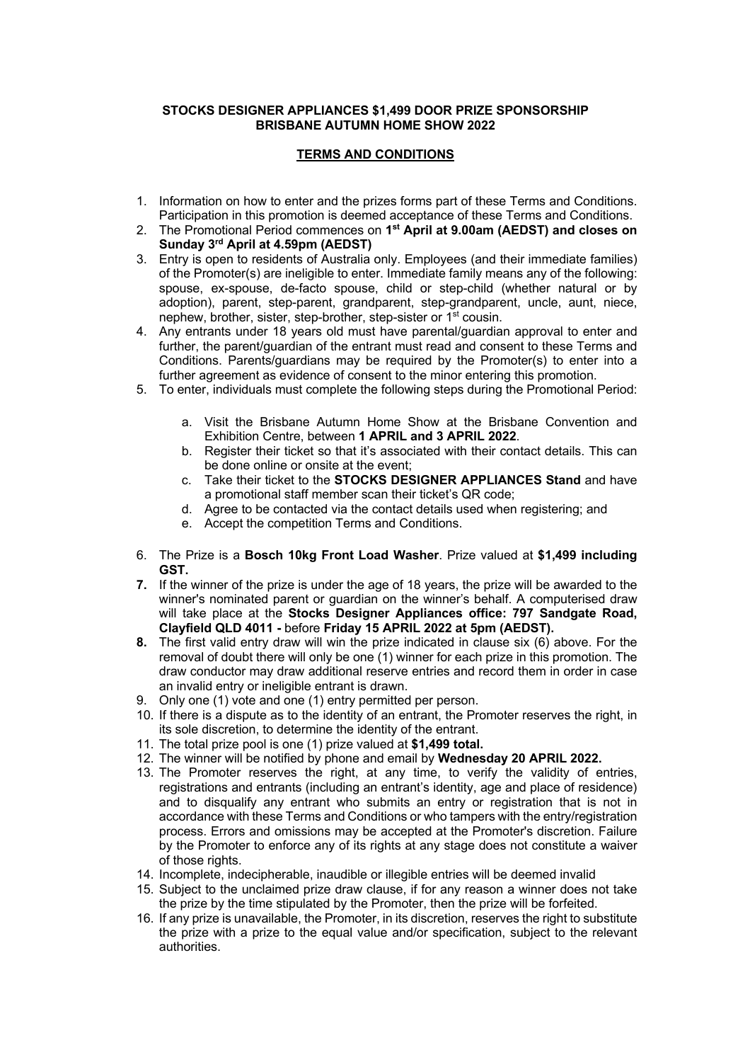**STOCKS DESIGNER APPLIANCES $1,499 DOOR PRIZE SPONSORSHIP**
**BRISBANE AUTUMN HOME SHOW 2022**

## TERMS AND CONDITIONS

1. Information on how to enter and the prizes forms part of these Terms and Conditions. Participation in this promotion is deemed acceptance of these Terms and Conditions.
2. The Promotional Period commences on **1st April at 9.00am (AEDST) and closes on Sunday 3rd April at 4.59pm (AEDST)**
3. Entry is open to residents of Australia only. Employees (and their immediate families) of the Promoter(s) are ineligible to enter. Immediate family means any of the following: spouse, ex-spouse, de-facto spouse, child or step-child (whether natural or by adoption), parent, step-parent, grandparent, step-grandparent, uncle, aunt, niece, nephew, brother, sister, step-brother, step-sister or 1st cousin.
4. Any entrants under 18 years old must have parental/guardian approval to enter and further, the parent/guardian of the entrant must read and consent to these Terms and Conditions. Parents/guardians may be required by the Promoter(s) to enter into a further agreement as evidence of consent to the minor entering this promotion.
5. To enter, individuals must complete the following steps during the Promotional Period:

    a. Visit the Brisbane Autumn Home Show at the Brisbane Convention and Exhibition Centre, between **1 APRIL and 3 APRIL 2022**.
    b. Register their ticket so that it's associated with their contact details. This can be done online or onsite at the event;
    c. Take their ticket to the **STOCKS DESIGNER APPLIANCES Stand** and have a promotional staff member scan their ticket's QR code;
    d. Agree to be contacted via the contact details used when registering; and
    e. Accept the competition Terms and Conditions.

6. The Prize is a **Bosch 10kg Front Load Washer**. Prize valued at **$1,499 including GST.**
7. If the winner of the prize is under the age of 18 years, the prize will be awarded to the winner's nominated parent or guardian on the winner's behalf. A computerised draw will take place at the **Stocks Designer Appliances office: 797 Sandgate Road, Clayfield QLD 4011 -** before **Friday 15 APRIL 2022 at 5pm (AEDST).**
8. The first valid entry draw will win the prize indicated in clause six (6) above. For the removal of doubt there will only be one (1) winner for each prize in this promotion. The draw conductor may draw additional reserve entries and record them in order in case an invalid entry or ineligible entrant is drawn.
9. Only one (1) vote and one (1) entry permitted per person.
10. If there is a dispute as to the identity of an entrant, the Promoter reserves the right, in its sole discretion, to determine the identity of the entrant.
11. The total prize pool is one (1) prize valued at **$1,499 total.**
12. The winner will be notified by phone and email by **Wednesday 20 APRIL 2022.**
13. The Promoter reserves the right, at any time, to verify the validity of entries, registrations and entrants (including an entrant's identity, age and place of residence) and to disqualify any entrant who submits an entry or registration that is not in accordance with these Terms and Conditions or who tampers with the entry/registration process. Errors and omissions may be accepted at the Promoter's discretion. Failure by the Promoter to enforce any of its rights at any stage does not constitute a waiver of those rights.
14. Incomplete, indecipherable, inaudible or illegible entries will be deemed invalid
15. Subject to the unclaimed prize draw clause, if for any reason a winner does not take the prize by the time stipulated by the Promoter, then the prize will be forfeited.
16. If any prize is unavailable, the Promoter, in its discretion, reserves the right to substitute the prize with a prize to the equal value and/or specification, subject to the relevant authorities.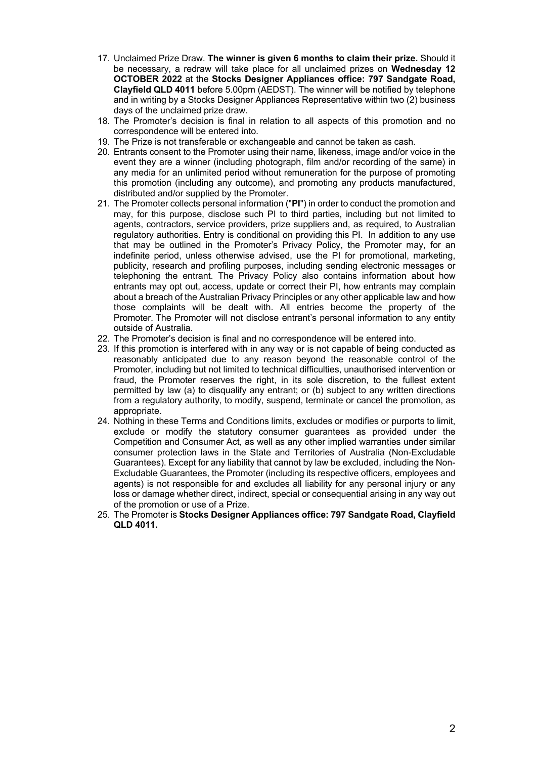17. Unclaimed Prize Draw. **The winner is given 6 months to claim their prize.** Should it be necessary, a redraw will take place for all unclaimed prizes on **Wednesday 12 OCTOBER 2022** at the **Stocks Designer Appliances office: 797 Sandgate Road, Clayfield QLD 4011** before 5.00pm (AEDST). The winner will be notified by telephone and in writing by a Stocks Designer Appliances Representative within two (2) business days of the unclaimed prize draw.
18. The Promoter's decision is final in relation to all aspects of this promotion and no correspondence will be entered into.
19. The Prize is not transferable or exchangeable and cannot be taken as cash.
20. Entrants consent to the Promoter using their name, likeness, image and/or voice in the event they are a winner (including photograph, film and/or recording of the same) in any media for an unlimited period without remuneration for the purpose of promoting this promotion (including any outcome), and promoting any products manufactured, distributed and/or supplied by the Promoter.
21. The Promoter collects personal information ("**PI**") in order to conduct the promotion and may, for this purpose, disclose such PI to third parties, including but not limited to agents, contractors, service providers, prize suppliers and, as required, to Australian regulatory authorities. Entry is conditional on providing this PI. In addition to any use that may be outlined in the Promoter's Privacy Policy, the Promoter may, for an indefinite period, unless otherwise advised, use the PI for promotional, marketing, publicity, research and profiling purposes, including sending electronic messages or telephoning the entrant. The Privacy Policy also contains information about how entrants may opt out, access, update or correct their PI, how entrants may complain about a breach of the Australian Privacy Principles or any other applicable law and how those complaints will be dealt with. All entries become the property of the Promoter. The Promoter will not disclose entrant's personal information to any entity outside of Australia.
22. The Promoter's decision is final and no correspondence will be entered into.
23. If this promotion is interfered with in any way or is not capable of being conducted as reasonably anticipated due to any reason beyond the reasonable control of the Promoter, including but not limited to technical difficulties, unauthorised intervention or fraud, the Promoter reserves the right, in its sole discretion, to the fullest extent permitted by law (a) to disqualify any entrant; or (b) subject to any written directions from a regulatory authority, to modify, suspend, terminate or cancel the promotion, as appropriate.
24. Nothing in these Terms and Conditions limits, excludes or modifies or purports to limit, exclude or modify the statutory consumer guarantees as provided under the Competition and Consumer Act, as well as any other implied warranties under similar consumer protection laws in the State and Territories of Australia (Non-Excludable Guarantees). Except for any liability that cannot by law be excluded, including the Non-Excludable Guarantees, the Promoter (including its respective officers, employees and agents) is not responsible for and excludes all liability for any personal injury or any loss or damage whether direct, indirect, special or consequential arising in any way out of the promotion or use of a Prize.
25. The Promoter is **Stocks Designer Appliances office: 797 Sandgate Road, Clayfield QLD 4011.**